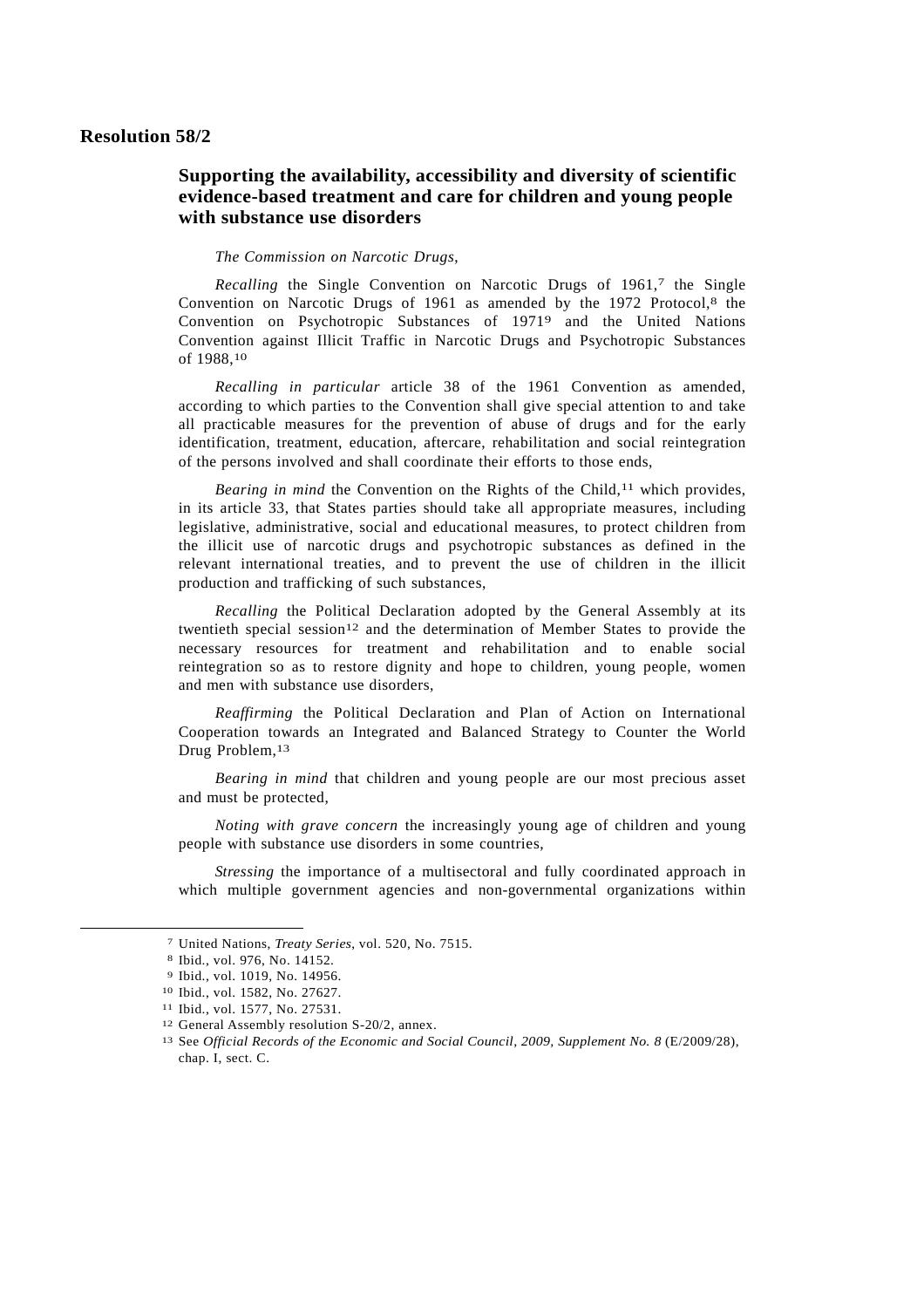## Resolution 58/2

### Supporting the availability, accessibility and diversity of scientific evidence-based treatment and care for children and young people with substance use disorders

*The Commission on Narcotic Drugs*,

*Recalling* the Single Convention on Narcotic Drugs of 1961,[7] the Single Convention on Narcotic Drugs of 1961 as amended by the 1972 Protocol,[8] the Convention on Psychotropic Substances of 1971[9] and the United Nations Convention against Illicit Traffic in Narcotic Drugs and Psychotropic Substances of 1988,[10]

*Recalling in particular* article 38 of the 1961 Convention as amended, according to which parties to the Convention shall give special attention to and take all practicable measures for the prevention of abuse of drugs and for the early identification, treatment, education, aftercare, rehabilitation and social reintegration of the persons involved and shall coordinate their efforts to those ends,

*Bearing in mind* the Convention on the Rights of the Child,[11] which provides, in its article 33, that States parties should take all appropriate measures, including legislative, administrative, social and educational measures, to protect children from the illicit use of narcotic drugs and psychotropic substances as defined in the relevant international treaties, and to prevent the use of children in the illicit production and trafficking of such substances,

*Recalling* the Political Declaration adopted by the General Assembly at its twentieth special session[12] and the determination of Member States to provide the necessary resources for treatment and rehabilitation and to enable social reintegration so as to restore dignity and hope to children, young people, women and men with substance use disorders,

*Reaffirming* the Political Declaration and Plan of Action on International Cooperation towards an Integrated and Balanced Strategy to Counter the World Drug Problem,[13]

*Bearing in mind* that children and young people are our most precious asset and must be protected,

*Noting with grave concern* the increasingly young age of children and young people with substance use disorders in some countries,

*Stressing* the importance of a multisectoral and fully coordinated approach in which multiple government agencies and non-governmental organizations within

---

[7] United Nations, *Treaty Series*, vol. 520, No. 7515.

[8] Ibid., vol. 976, No. 14152.

[9] Ibid., vol. 1019, No. 14956.

[10] Ibid., vol. 1582, No. 27627.

[11] Ibid., vol. 1577, No. 27531.

[12] General Assembly resolution S-20/2, annex.

[13] See *Official Records of the Economic and Social Council, 2009, Supplement No. 8* (E/2009/28), chap. I, sect. C.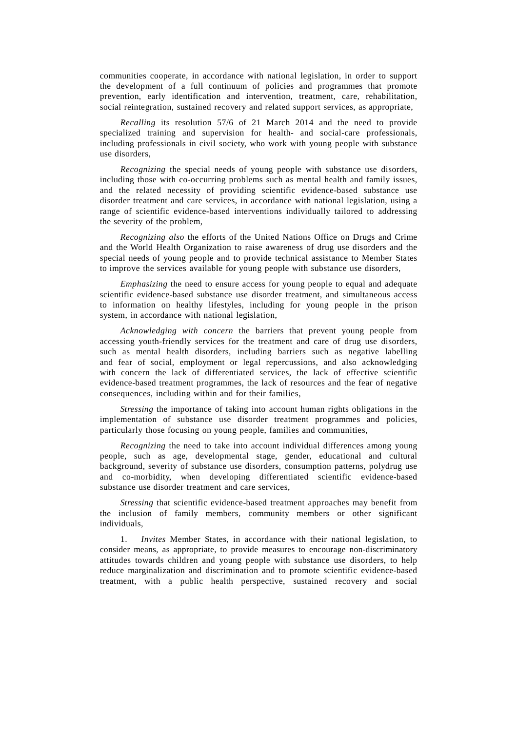communities cooperate, in accordance with national legislation, in order to support the development of a full continuum of policies and programmes that promote prevention, early identification and intervention, treatment, care, rehabilitation, social reintegration, sustained recovery and related support services, as appropriate,

*Recalling* its resolution 57/6 of 21 March 2014 and the need to provide specialized training and supervision for health- and social-care professionals, including professionals in civil society, who work with young people with substance use disorders,

*Recognizing* the special needs of young people with substance use disorders, including those with co-occurring problems such as mental health and family issues, and the related necessity of providing scientific evidence-based substance use disorder treatment and care services, in accordance with national legislation, using a range of scientific evidence-based interventions individually tailored to addressing the severity of the problem,

*Recognizing also* the efforts of the United Nations Office on Drugs and Crime and the World Health Organization to raise awareness of drug use disorders and the special needs of young people and to provide technical assistance to Member States to improve the services available for young people with substance use disorders,

*Emphasizing* the need to ensure access for young people to equal and adequate scientific evidence-based substance use disorder treatment, and simultaneous access to information on healthy lifestyles, including for young people in the prison system, in accordance with national legislation,

*Acknowledging with concern* the barriers that prevent young people from accessing youth-friendly services for the treatment and care of drug use disorders, such as mental health disorders, including barriers such as negative labelling and fear of social, employment or legal repercussions, and also acknowledging with concern the lack of differentiated services, the lack of effective scientific evidence-based treatment programmes, the lack of resources and the fear of negative consequences, including within and for their families,

*Stressing* the importance of taking into account human rights obligations in the implementation of substance use disorder treatment programmes and policies, particularly those focusing on young people, families and communities,

*Recognizing* the need to take into account individual differences among young people, such as age, developmental stage, gender, educational and cultural background, severity of substance use disorders, consumption patterns, polydrug use and co-morbidity, when developing differentiated scientific evidence-based substance use disorder treatment and care services,

*Stressing* that scientific evidence-based treatment approaches may benefit from the inclusion of family members, community members or other significant individuals,

1. *Invites* Member States, in accordance with their national legislation, to consider means, as appropriate, to provide measures to encourage non-discriminatory attitudes towards children and young people with substance use disorders, to help reduce marginalization and discrimination and to promote scientific evidence-based treatment, with a public health perspective, sustained recovery and social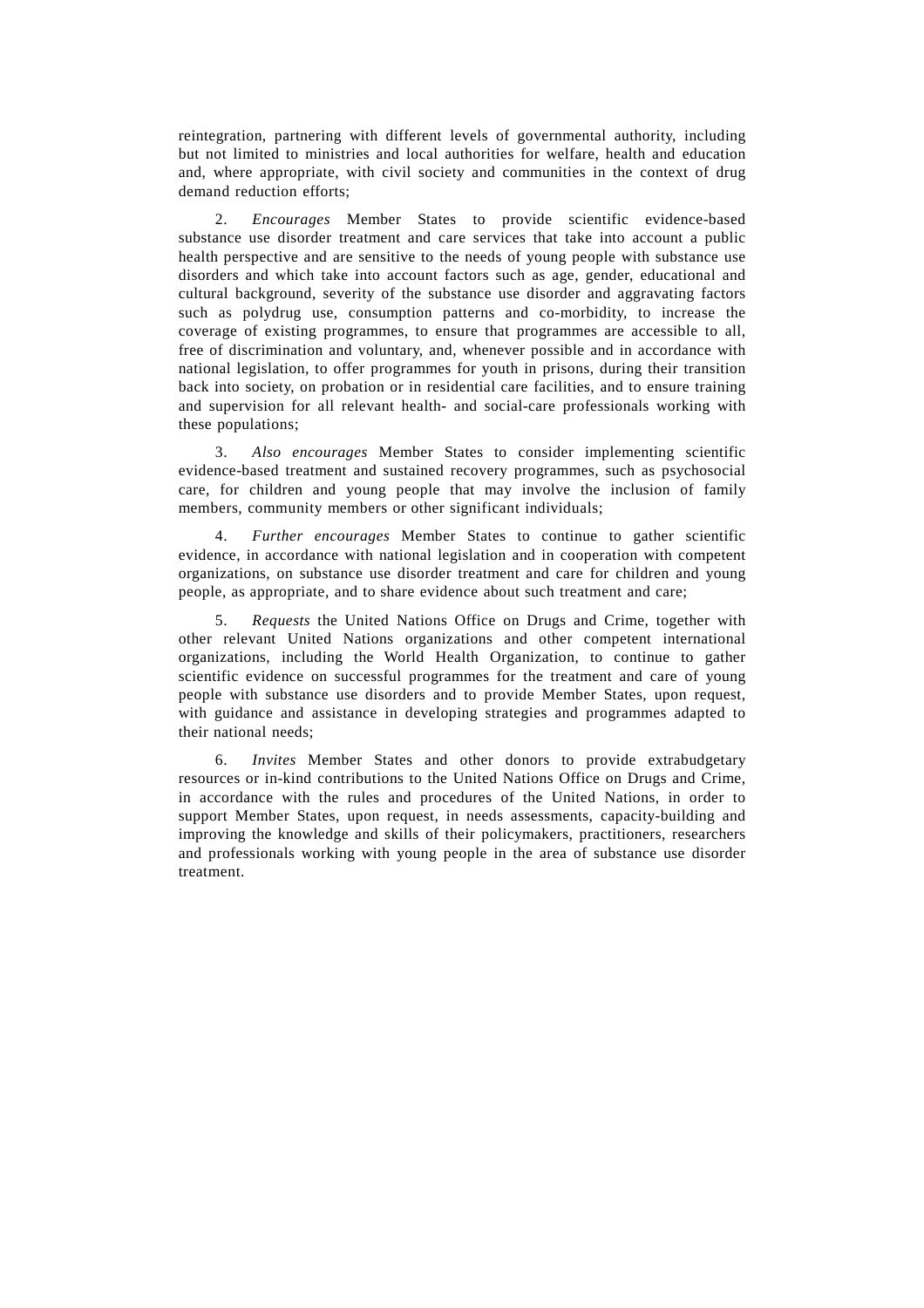reintegration, partnering with different levels of governmental authority, including but not limited to ministries and local authorities for welfare, health and education and, where appropriate, with civil society and communities in the context of drug demand reduction efforts;

2. *Encourages* Member States to provide scientific evidence-based substance use disorder treatment and care services that take into account a public health perspective and are sensitive to the needs of young people with substance use disorders and which take into account factors such as age, gender, educational and cultural background, severity of the substance use disorder and aggravating factors such as polydrug use, consumption patterns and co-morbidity, to increase the coverage of existing programmes, to ensure that programmes are accessible to all, free of discrimination and voluntary, and, whenever possible and in accordance with national legislation, to offer programmes for youth in prisons, during their transition back into society, on probation or in residential care facilities, and to ensure training and supervision for all relevant health- and social-care professionals working with these populations;

3. *Also encourages* Member States to consider implementing scientific evidence-based treatment and sustained recovery programmes, such as psychosocial care, for children and young people that may involve the inclusion of family members, community members or other significant individuals;

4. *Further encourages* Member States to continue to gather scientific evidence, in accordance with national legislation and in cooperation with competent organizations, on substance use disorder treatment and care for children and young people, as appropriate, and to share evidence about such treatment and care;

5. *Requests* the United Nations Office on Drugs and Crime, together with other relevant United Nations organizations and other competent international organizations, including the World Health Organization, to continue to gather scientific evidence on successful programmes for the treatment and care of young people with substance use disorders and to provide Member States, upon request, with guidance and assistance in developing strategies and programmes adapted to their national needs;

6. *Invites* Member States and other donors to provide extrabudgetary resources or in-kind contributions to the United Nations Office on Drugs and Crime, in accordance with the rules and procedures of the United Nations, in order to support Member States, upon request, in needs assessments, capacity-building and improving the knowledge and skills of their policymakers, practitioners, researchers and professionals working with young people in the area of substance use disorder treatment.